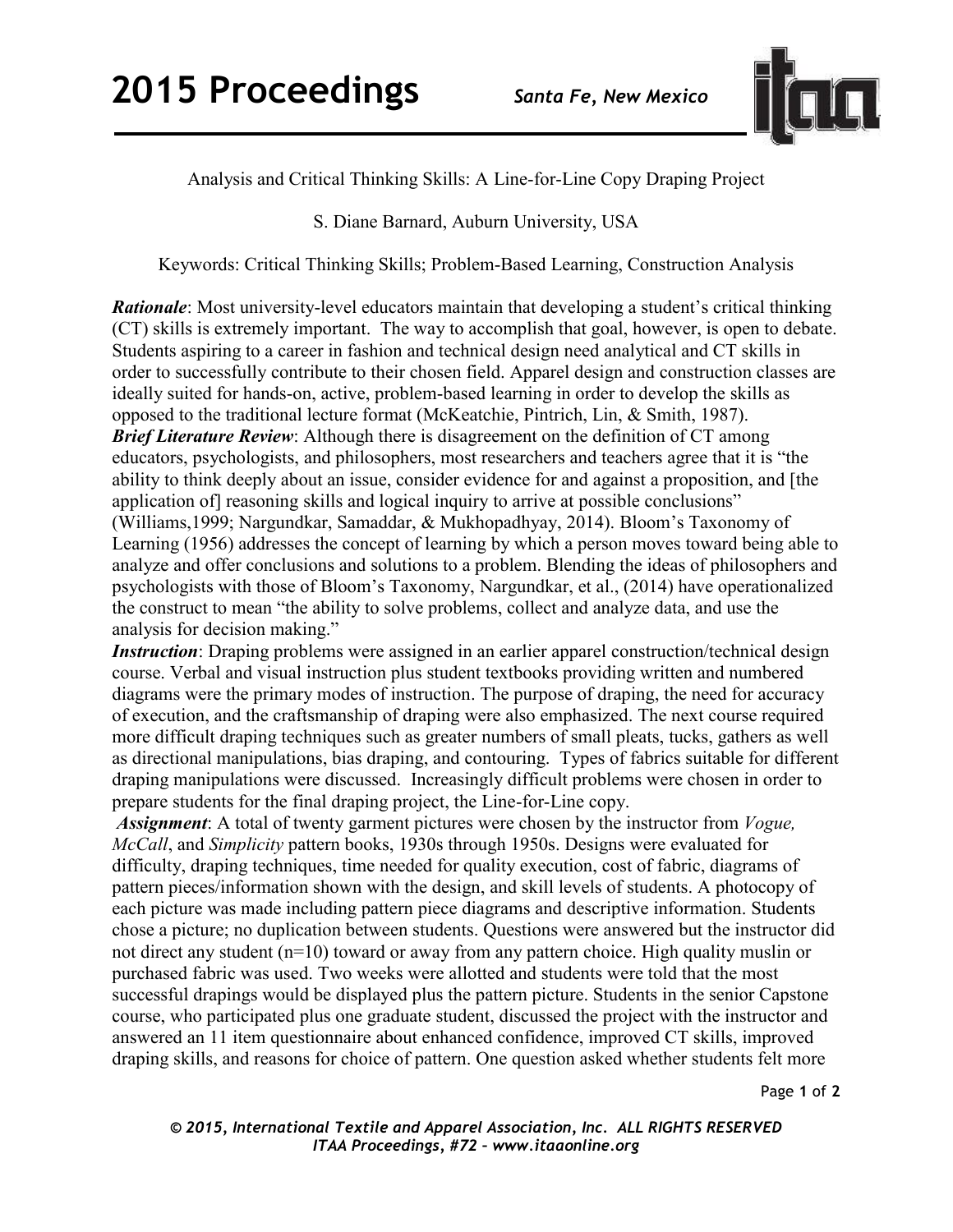# Analysis and Critical Thinking Skills: A Line-for-Line Copy Draping Project

S. Diane Barnard, Auburn University, USA

Keywords: Critical Thinking Skills; Problem-Based Learning, Construction Analysis

***Rationale***: Most university-level educators maintain that developing a student's critical thinking (CT) skills is extremely important. The way to accomplish that goal, however, is open to debate. Students aspiring to a career in fashion and technical design need analytical and CT skills in order to successfully contribute to their chosen field. Apparel design and construction classes are ideally suited for hands-on, active, problem-based learning in order to develop the skills as opposed to the traditional lecture format (McKeatchie, Pintrich, Lin, & Smith, 1987).

***Brief Literature Review***: Although there is disagreement on the definition of CT among educators, psychologists, and philosophers, most researchers and teachers agree that it is "the ability to think deeply about an issue, consider evidence for and against a proposition, and [the application of] reasoning skills and logical inquiry to arrive at possible conclusions" (Williams,1999; Nargundkar, Samaddar, & Mukhopadhyay, 2014). Bloom's Taxonomy of Learning (1956) addresses the concept of learning by which a person moves toward being able to analyze and offer conclusions and solutions to a problem. Blending the ideas of philosophers and psychologists with those of Bloom's Taxonomy, Nargundkar, et al., (2014) have operationalized the construct to mean "the ability to solve problems, collect and analyze data, and use the analysis for decision making."

***Instruction***: Draping problems were assigned in an earlier apparel construction/technical design course. Verbal and visual instruction plus student textbooks providing written and numbered diagrams were the primary modes of instruction. The purpose of draping, the need for accuracy of execution, and the craftsmanship of draping were also emphasized. The next course required more difficult draping techniques such as greater numbers of small pleats, tucks, gathers as well as directional manipulations, bias draping, and contouring. Types of fabrics suitable for different draping manipulations were discussed. Increasingly difficult problems were chosen in order to prepare students for the final draping project, the Line-for-Line copy.

***Assignment***: A total of twenty garment pictures were chosen by the instructor from *Vogue, McCall*, and *Simplicity* pattern books, 1930s through 1950s. Designs were evaluated for difficulty, draping techniques, time needed for quality execution, cost of fabric, diagrams of pattern pieces/information shown with the design, and skill levels of students. A photocopy of each picture was made including pattern piece diagrams and descriptive information. Students chose a picture; no duplication between students. Questions were answered but the instructor did not direct any student (n=10) toward or away from any pattern choice. High quality muslin or purchased fabric was used. Two weeks were allotted and students were told that the most successful drapings would be displayed plus the pattern picture. Students in the senior Capstone course, who participated plus one graduate student, discussed the project with the instructor and answered an 11 item questionnaire about enhanced confidence, improved CT skills, improved draping skills, and reasons for choice of pattern. One question asked whether students felt more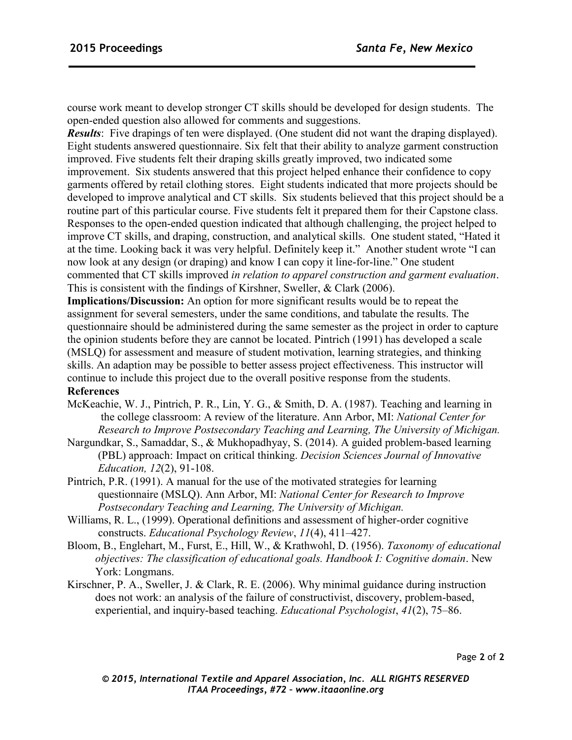course work meant to develop stronger CT skills should be developed for design students. The open-ended question also allowed for comments and suggestions.

***Results***: Five drapings of ten were displayed. (One student did not want the draping displayed). Eight students answered questionnaire. Six felt that their ability to analyze garment construction improved. Five students felt their draping skills greatly improved, two indicated some improvement. Six students answered that this project helped enhance their confidence to copy garments offered by retail clothing stores. Eight students indicated that more projects should be developed to improve analytical and CT skills. Six students believed that this project should be a routine part of this particular course. Five students felt it prepared them for their Capstone class. Responses to the open-ended question indicated that although challenging, the project helped to improve CT skills, and draping, construction, and analytical skills. One student stated, "Hated it at the time. Looking back it was very helpful. Definitely keep it." Another student wrote "I can now look at any design (or draping) and know I can copy it line-for-line." One student commented that CT skills improved *in relation to apparel construction and garment evaluation*. This is consistent with the findings of Kirshner, Sweller, & Clark (2006).

**Implications/Discussion:** An option for more significant results would be to repeat the assignment for several semesters, under the same conditions, and tabulate the results. The questionnaire should be administered during the same semester as the project in order to capture the opinion students before they are cannot be located. Pintrich (1991) has developed a scale (MSLQ) for assessment and measure of student motivation, learning strategies, and thinking skills. An adaption may be possible to better assess project effectiveness. This instructor will continue to include this project due to the overall positive response from the students.

**References**

McKeachie, W. J., Pintrich, P. R., Lin, Y. G., & Smith, D. A. (1987). Teaching and learning in the college classroom: A review of the literature. Ann Arbor, MI: *National Center for Research to Improve Postsecondary Teaching and Learning, The University of Michigan.*

Nargundkar, S., Samaddar, S., & Mukhopadhyay, S. (2014). A guided problem-based learning (PBL) approach: Impact on critical thinking. *Decision Sciences Journal of Innovative Education, 12*(2), 91-108.

Pintrich, P.R. (1991). A manual for the use of the motivated strategies for learning questionnaire (MSLQ). Ann Arbor, MI: *National Center for Research to Improve Postsecondary Teaching and Learning, The University of Michigan.*

Williams, R. L., (1999). Operational definitions and assessment of higher-order cognitive constructs. *Educational Psychology Review*, *11*(4), 411–427.

Bloom, B., Englehart, M., Furst, E., Hill, W., & Krathwohl, D. (1956). *Taxonomy of educational objectives: The classification of educational goals. Handbook I: Cognitive domain*. New York: Longmans.

Kirschner, P. A., Sweller, J. & Clark, R. E. (2006). Why minimal guidance during instruction does not work: an analysis of the failure of constructivist, discovery, problem-based, experiential, and inquiry-based teaching. *Educational Psychologist*, *41*(2), 75–86.